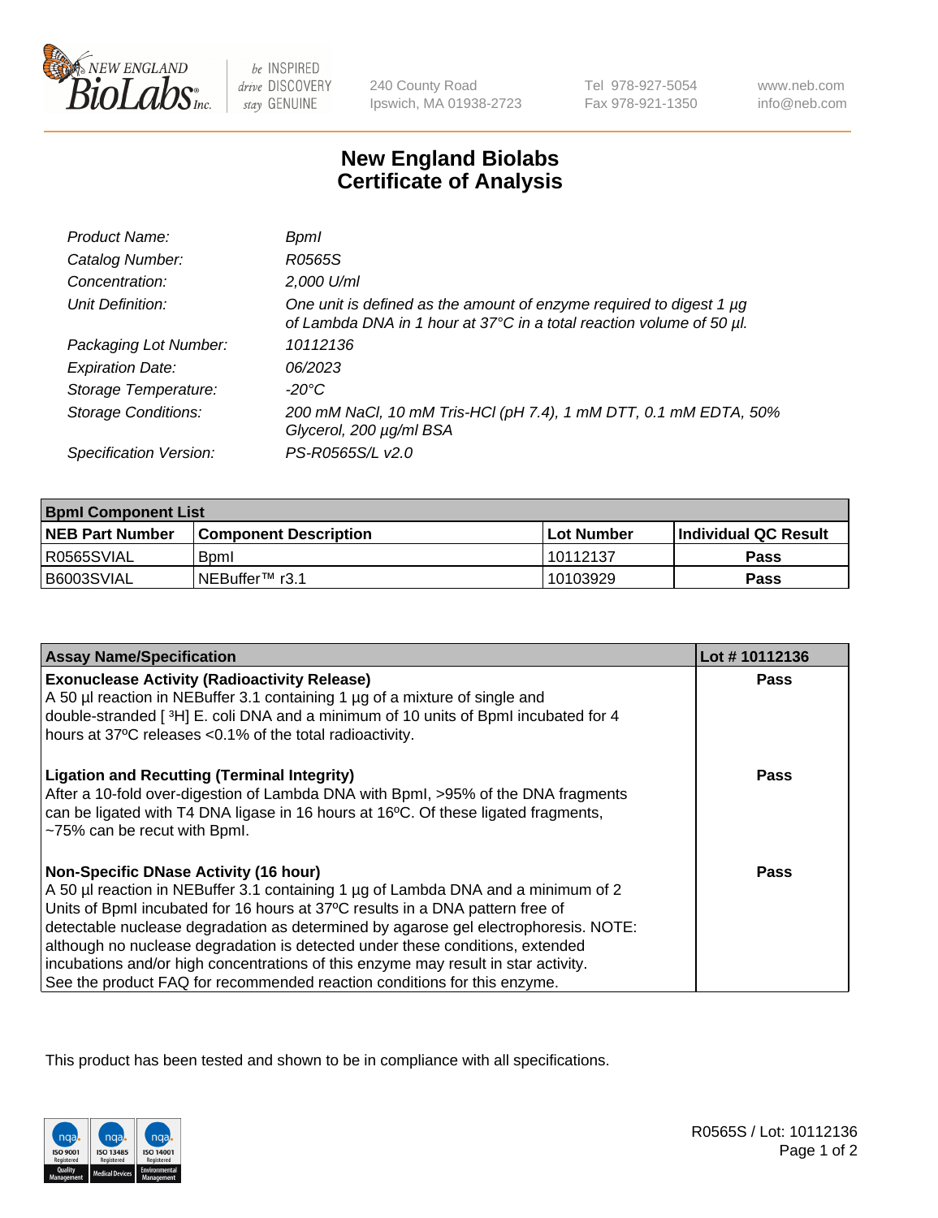# New England Biolabs Certificate of Analysis

| | |
|---|---|
| *Product Name:* | *BpmI* |
| *Catalog Number:* | *R0565S* |
| *Concentration:* | *2,000 U/ml* |
| *Unit Definition:* | *One unit is defined as the amount of enzyme required to digest 1 µg of Lambda DNA in 1 hour at 37°C in a total reaction volume of 50 µl.* |
| *Packaging Lot Number:* | *10112136* |
| *Expiration Date:* | *06/2023* |
| *Storage Temperature:* | *-20°C* |
| *Storage Conditions:* | *200 mM NaCl, 10 mM Tris-HCl (pH 7.4), 1 mM DTT, 0.1 mM EDTA, 50% Glycerol, 200 µg/ml BSA* |
| *Specification Version:* | *PS-R0565S/L v2.0* |

| BpmI Component List | | | |
|---|---|---|---|
| **NEB Part Number** | **Component Description** | **Lot Number** | **Individual QC Result** |
| R0565SVIAL | BpmI | 10112137 | **Pass** |
| B6003SVIAL | NEBuffer™ r3.1 | 10103929 | **Pass** |

| Assay Name/Specification | Lot # 10112136 |
|---|---|
| **Exonuclease Activity (Radioactivity Release)**<br>A 50 µl reaction in NEBuffer 3.1 containing 1 µg of a mixture of single and double-stranded [ $^3$H] E. coli DNA and a minimum of 10 units of BpmI incubated for 4 hours at 37ºC releases <0.1% of the total radioactivity. | **Pass** |
| **Ligation and Recutting (Terminal Integrity)**<br>After a 10-fold over-digestion of Lambda DNA with BpmI, >95% of the DNA fragments can be ligated with T4 DNA ligase in 16 hours at 16ºC. Of these ligated fragments, ~75% can be recut with BpmI. | **Pass** |
| **Non-Specific DNase Activity (16 hour)**<br>A 50 µl reaction in NEBuffer 3.1 containing 1 µg of Lambda DNA and a minimum of 2 Units of BpmI incubated for 16 hours at 37ºC results in a DNA pattern free of detectable nuclease degradation as determined by agarose gel electrophoresis. NOTE: although no nuclease degradation is detected under these conditions, extended incubations and/or high concentrations of this enzyme may result in star activity. See the product FAQ for recommended reaction conditions for this enzyme. | **Pass** |

This product has been tested and shown to be in compliance with all specifications.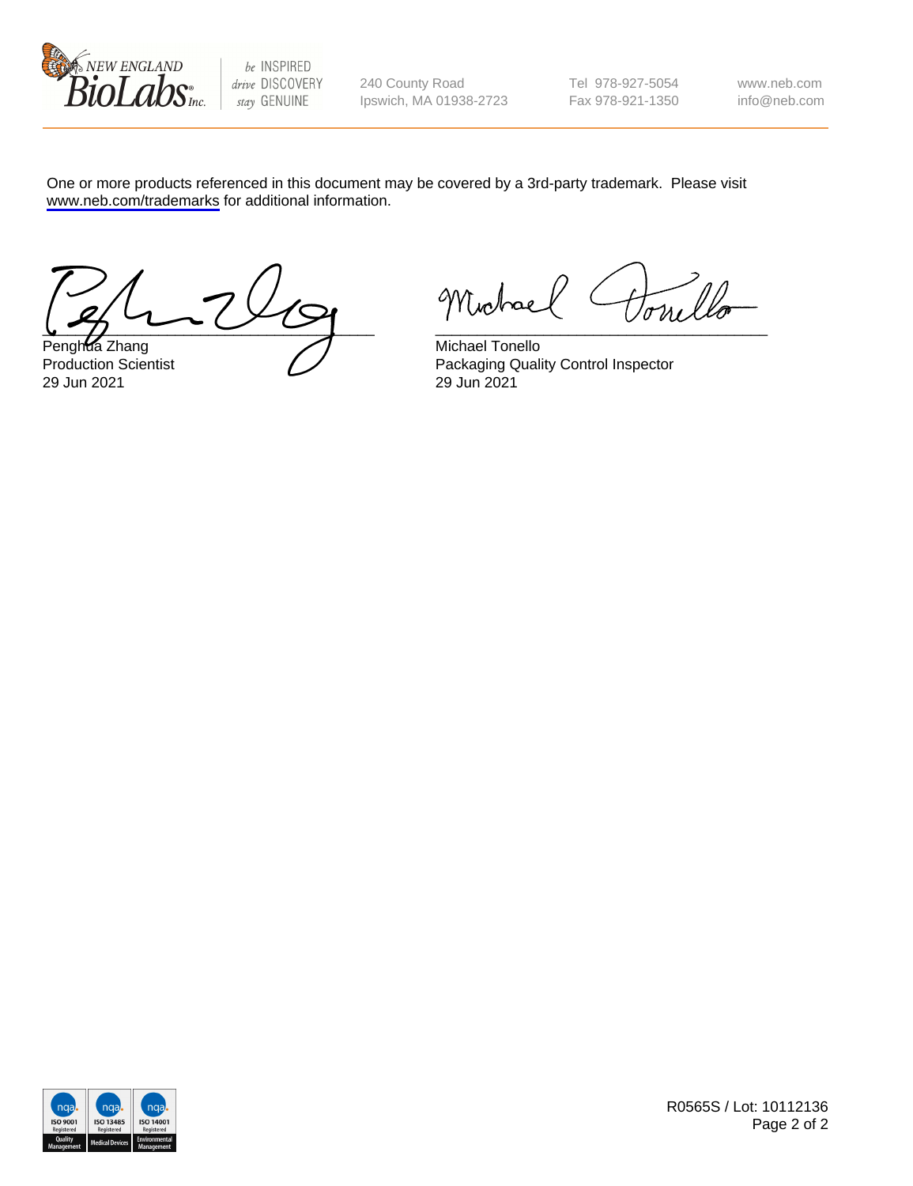One or more products referenced in this document may be covered by a 3rd-party trademark. Please visit www.neb.com/trademarks for additional information.

Penghua Zhang
Production Scientist
29 Jun 2021

Michael Tonello
Packaging Quality Control Inspector
29 Jun 2021

R0565S / Lot: 10112136